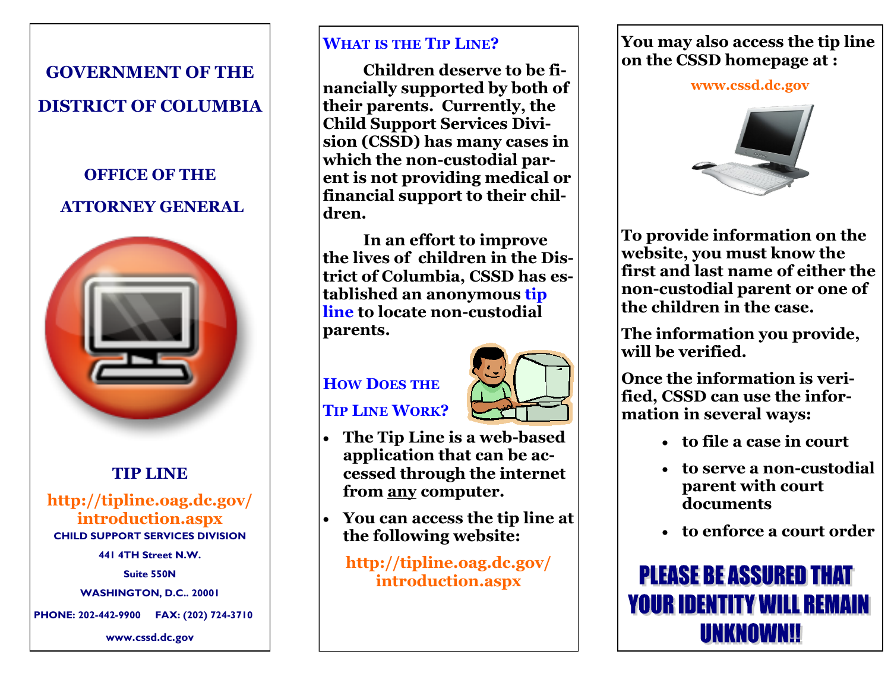# GOVERNMENT OF THE DISTRICT OF COLUMBIA

## OFFICE OF THE ATTORNEY GENERAL

## TIP LINE

**http://tipline.oag.dc.gov/introduction.aspx**

CHILD SUPPORT SERVICES DIVISION

441 4TH Street N.W.

Suite 550N

WASHINGTON, D.C.. 20001

PHONE: 202-442-9900 FAX: (202) 724-3710

www.cssd.dc.gov

## WHAT IS THE TIP LINE?

**Children deserve to be financially supported by both of their parents. Currently, the Child Support Services Division (CSSD) has many cases in which the non-custodial parent is not providing medical or financial support to their children.**

**In an effort to improve the lives of children in the District of Columbia, CSSD has established an anonymous tip line to locate non-custodial parents.**

## HOW DOES THE TIP LINE WORK?

- **The Tip Line is a web-based application that can be accessed through the internet from <u>any</u> computer.**
- **You can access the tip line at the following website:**

**http://tipline.oag.dc.gov/introduction.aspx**

**You may also access the tip line on the CSSD homepage at :**

**www.cssd.dc.gov**

**To provide information on the website, you must know the first and last name of either the non-custodial parent or one of the children in the case.**

**The information you provide, will be verified.**

**Once the information is verified, CSSD can use the information in several ways:**

- **to file a case in court**
- **to serve a non-custodial parent with court documents**
- **to enforce a court order**

**PLEASE BE ASSURED THAT YOUR IDENTITY WILL REMAIN UNKNOWN!!**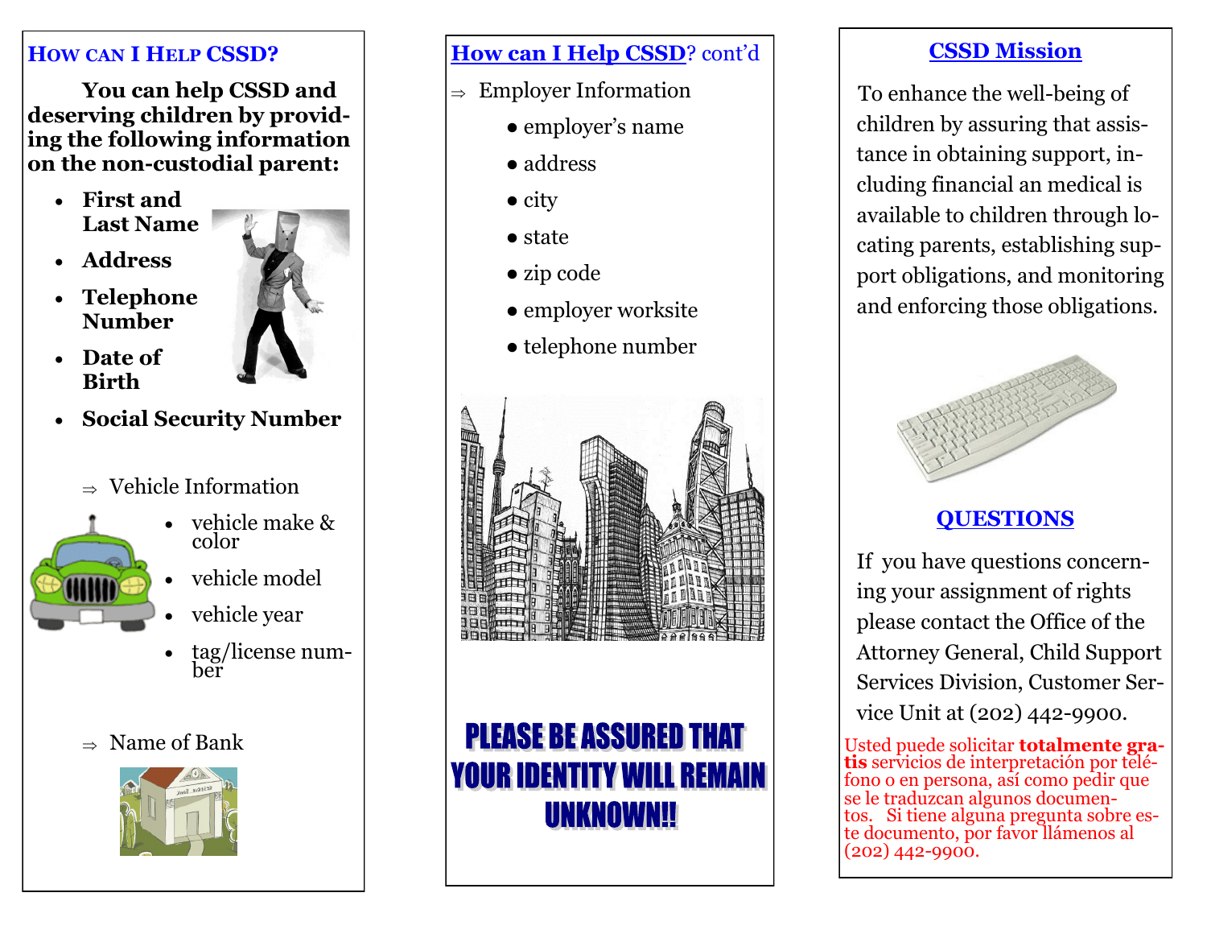## How can I Help CSSD?

**You can help CSSD and deserving children by providing the following information on the non-custodial parent:**

- **First and Last Name**
- **Address**
- **Telephone Number**
- **Date of Birth**
- **Social Security Number**

⇒ Vehicle Information

- vehicle make & color
- vehicle model
- vehicle year
- tag/license number

⇒ Name of Bank

## How can I Help CSSD? cont'd

⇒ Employer Information

- employer's name
- address
- city
- state
- zip code
- employer worksite
- telephone number

**PLEASE BE ASSURED THAT YOUR IDENTITY WILL REMAIN UNKNOWN!!**

## CSSD Mission

To enhance the well-being of children by assuring that assistance in obtaining support, including financial an medical is available to children through locating parents, establishing support obligations, and monitoring and enforcing those obligations.

## QUESTIONS

If you have questions concerning your assignment of rights please contact the Office of the Attorney General, Child Support Services Division, Customer Service Unit at (202) 442-9900.

Usted puede solicitar **totalmente gratis** servicios de interpretación por teléfono o en persona, así como pedir que se le traduzcan algunos documentos. Si tiene alguna pregunta sobre este documento, por favor llámenos al (202) 442-9900.